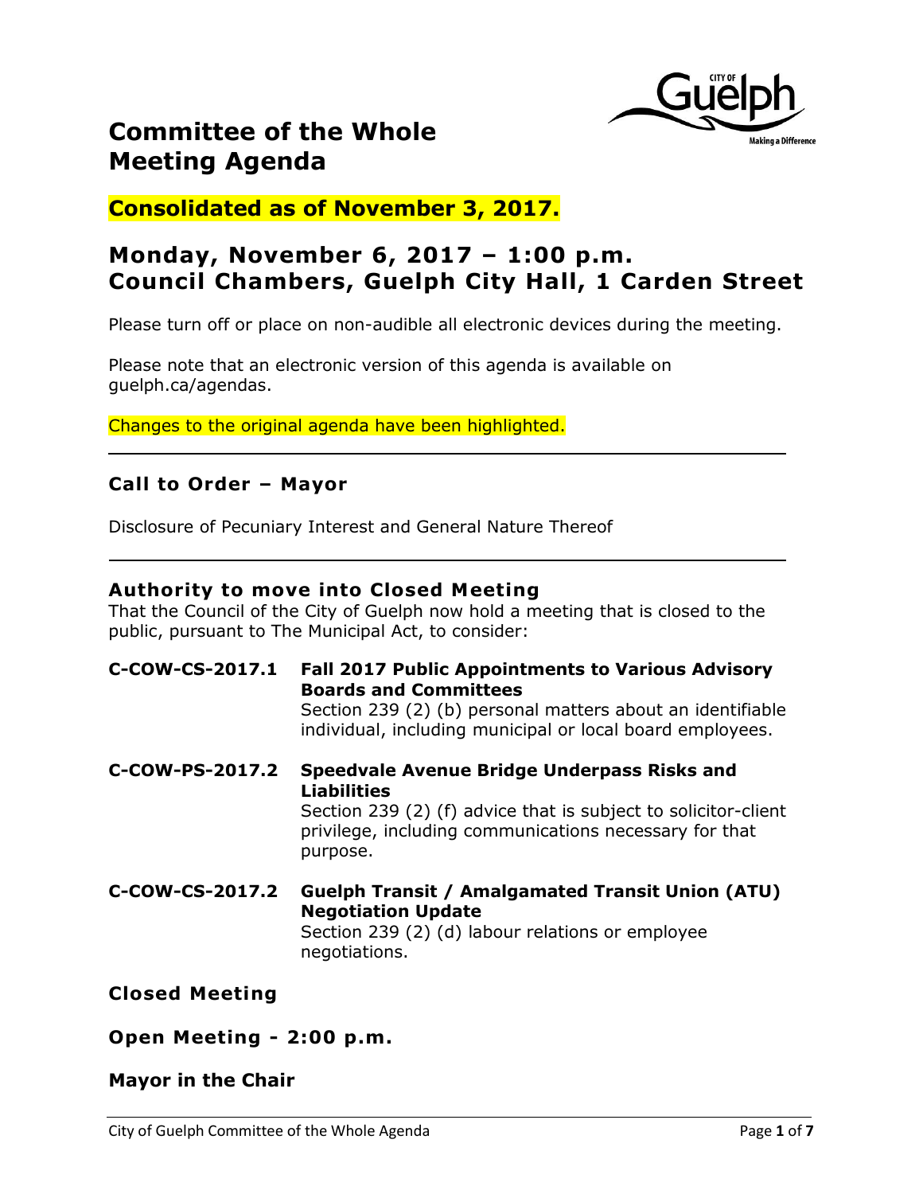# Committee of the Whole Meeting Agenda

## Consolidated as of November 3, 2017.

## Monday, November 6, 2017 – 1:00 p.m. Council Chambers, Guelph City Hall, 1 Carden Street

Please turn off or place on non-audible all electronic devices during the meeting.

Please note that an electronic version of this agenda is available on guelph.ca/agendas.

Changes to the original agenda have been highlighted.

---

### Call to Order – Mayor

Disclosure of Pecuniary Interest and General Nature Thereof

---

### Authority to move into Closed Meeting

That the Council of the City of Guelph now hold a meeting that is closed to the public, pursuant to The Municipal Act, to consider:

**C-COW-CS-2017.1 Fall 2017 Public Appointments to Various Advisory Boards and Committees**
Section 239 (2) (b) personal matters about an identifiable individual, including municipal or local board employees.

**C-COW-PS-2017.2 Speedvale Avenue Bridge Underpass Risks and Liabilities**
Section 239 (2) (f) advice that is subject to solicitor-client privilege, including communications necessary for that purpose.

**C-COW-CS-2017.2 Guelph Transit / Amalgamated Transit Union (ATU) Negotiation Update**
Section 239 (2) (d) labour relations or employee negotiations.

### Closed Meeting

### Open Meeting - 2:00 p.m.

### Mayor in the Chair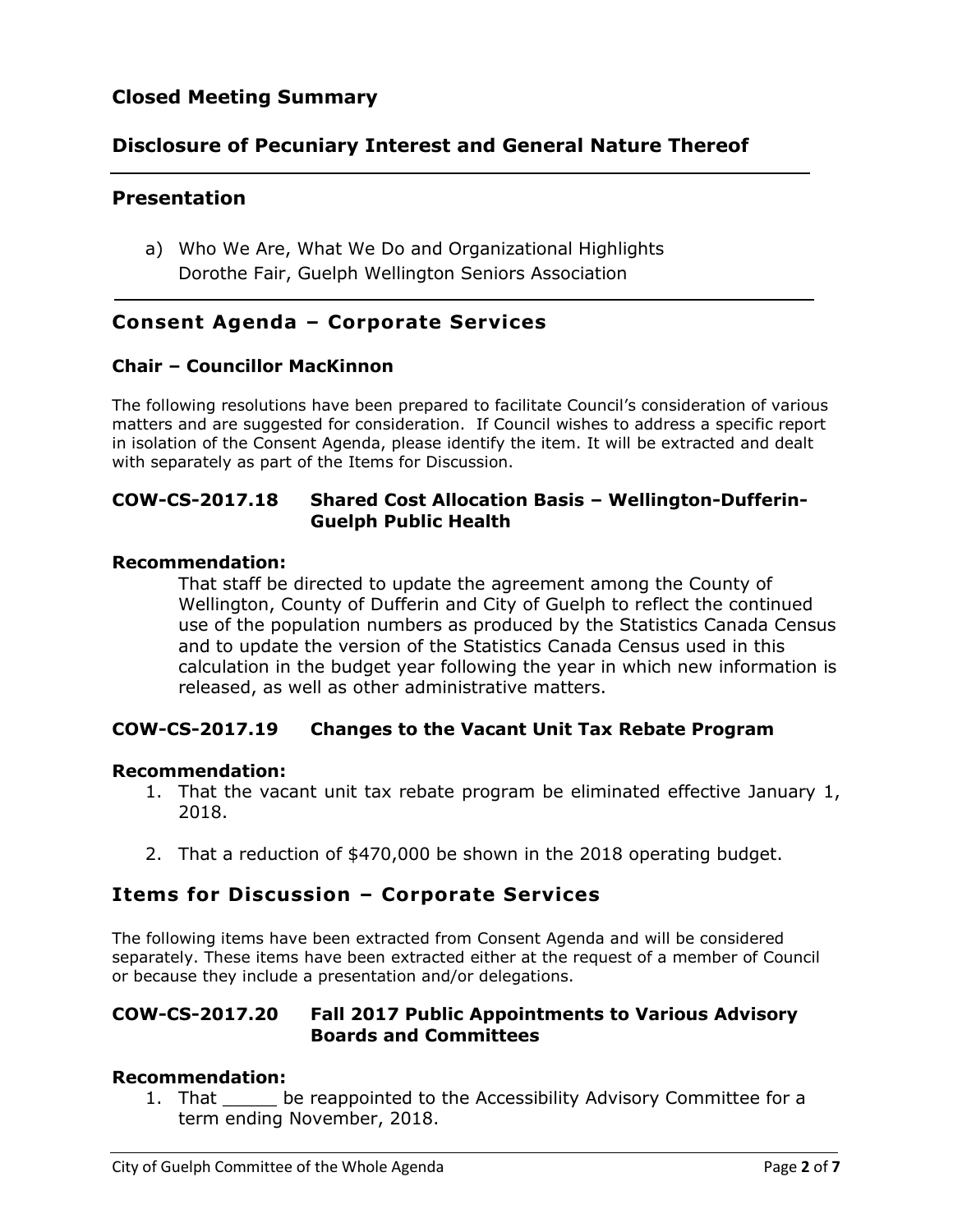## Closed Meeting Summary

## Disclosure of Pecuniary Interest and General Nature Thereof

## Presentation

a) Who We Are, What We Do and Organizational Highlights
Dorothe Fair, Guelph Wellington Seniors Association

## Consent Agenda – Corporate Services

### Chair – Councillor MacKinnon

The following resolutions have been prepared to facilitate Council's consideration of various matters and are suggested for consideration. If Council wishes to address a specific report in isolation of the Consent Agenda, please identify the item. It will be extracted and dealt with separately as part of the Items for Discussion.

### COW-CS-2017.18 Shared Cost Allocation Basis – Wellington-Dufferin-Guelph Public Health

**Recommendation:**

That staff be directed to update the agreement among the County of Wellington, County of Dufferin and City of Guelph to reflect the continued use of the population numbers as produced by the Statistics Canada Census and to update the version of the Statistics Canada Census used in this calculation in the budget year following the year in which new information is released, as well as other administrative matters.

### COW-CS-2017.19 Changes to the Vacant Unit Tax Rebate Program

**Recommendation:**

1. That the vacant unit tax rebate program be eliminated effective January 1, 2018.

2. That a reduction of $470,000 be shown in the 2018 operating budget.

## Items for Discussion – Corporate Services

The following items have been extracted from Consent Agenda and will be considered separately. These items have been extracted either at the request of a member of Council or because they include a presentation and/or delegations.

### COW-CS-2017.20 Fall 2017 Public Appointments to Various Advisory Boards and Committees

**Recommendation:**

1. That _____ be reappointed to the Accessibility Advisory Committee for a term ending November, 2018.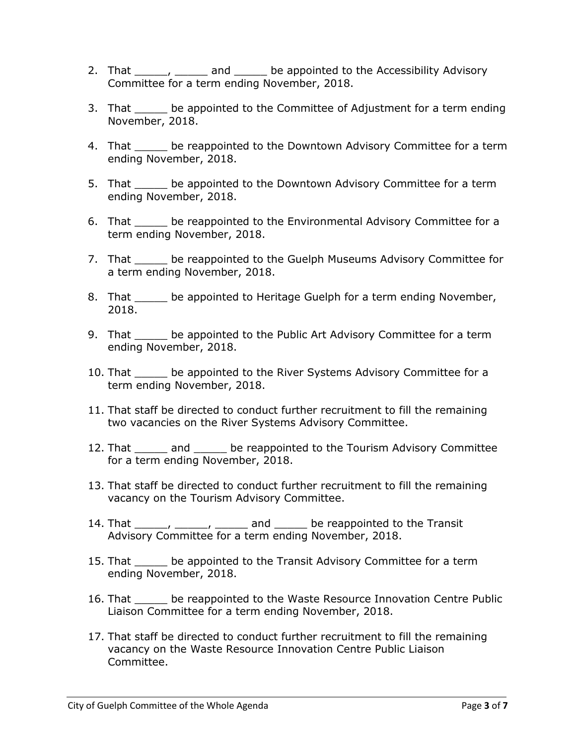2. That _____, _____ and _____ be appointed to the Accessibility Advisory Committee for a term ending November, 2018.
3. That _____ be appointed to the Committee of Adjustment for a term ending November, 2018.
4. That _____ be reappointed to the Downtown Advisory Committee for a term ending November, 2018.
5. That _____ be appointed to the Downtown Advisory Committee for a term ending November, 2018.
6. That _____ be reappointed to the Environmental Advisory Committee for a term ending November, 2018.
7. That _____ be reappointed to the Guelph Museums Advisory Committee for a term ending November, 2018.
8. That _____ be appointed to Heritage Guelph for a term ending November, 2018.
9. That _____ be appointed to the Public Art Advisory Committee for a term ending November, 2018.
10. That _____ be appointed to the River Systems Advisory Committee for a term ending November, 2018.
11. That staff be directed to conduct further recruitment to fill the remaining two vacancies on the River Systems Advisory Committee.
12. That _____ and _____ be reappointed to the Tourism Advisory Committee for a term ending November, 2018.
13. That staff be directed to conduct further recruitment to fill the remaining vacancy on the Tourism Advisory Committee.
14. That _____, _____, _____ and _____ be reappointed to the Transit Advisory Committee for a term ending November, 2018.
15. That _____ be appointed to the Transit Advisory Committee for a term ending November, 2018.
16. That _____ be reappointed to the Waste Resource Innovation Centre Public Liaison Committee for a term ending November, 2018.
17. That staff be directed to conduct further recruitment to fill the remaining vacancy on the Waste Resource Innovation Centre Public Liaison Committee.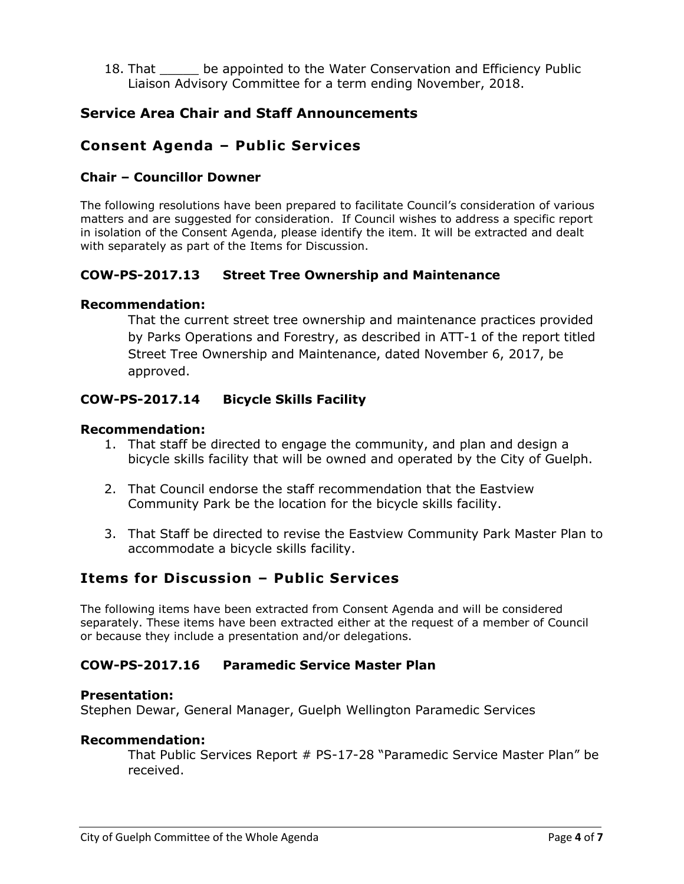18. That _____ be appointed to the Water Conservation and Efficiency Public Liaison Advisory Committee for a term ending November, 2018.

## Service Area Chair and Staff Announcements

## Consent Agenda – Public Services

### Chair – Councillor Downer

The following resolutions have been prepared to facilitate Council's consideration of various matters and are suggested for consideration. If Council wishes to address a specific report in isolation of the Consent Agenda, please identify the item. It will be extracted and dealt with separately as part of the Items for Discussion.

### COW-PS-2017.13 Street Tree Ownership and Maintenance

**Recommendation:**

That the current street tree ownership and maintenance practices provided by Parks Operations and Forestry, as described in ATT-1 of the report titled Street Tree Ownership and Maintenance, dated November 6, 2017, be approved.

### COW-PS-2017.14 Bicycle Skills Facility

**Recommendation:**

1. That staff be directed to engage the community, and plan and design a bicycle skills facility that will be owned and operated by the City of Guelph.

2. That Council endorse the staff recommendation that the Eastview Community Park be the location for the bicycle skills facility.

3. That Staff be directed to revise the Eastview Community Park Master Plan to accommodate a bicycle skills facility.

## Items for Discussion – Public Services

The following items have been extracted from Consent Agenda and will be considered separately. These items have been extracted either at the request of a member of Council or because they include a presentation and/or delegations.

### COW-PS-2017.16 Paramedic Service Master Plan

**Presentation:**
Stephen Dewar, General Manager, Guelph Wellington Paramedic Services

**Recommendation:**

That Public Services Report # PS-17-28 "Paramedic Service Master Plan" be received.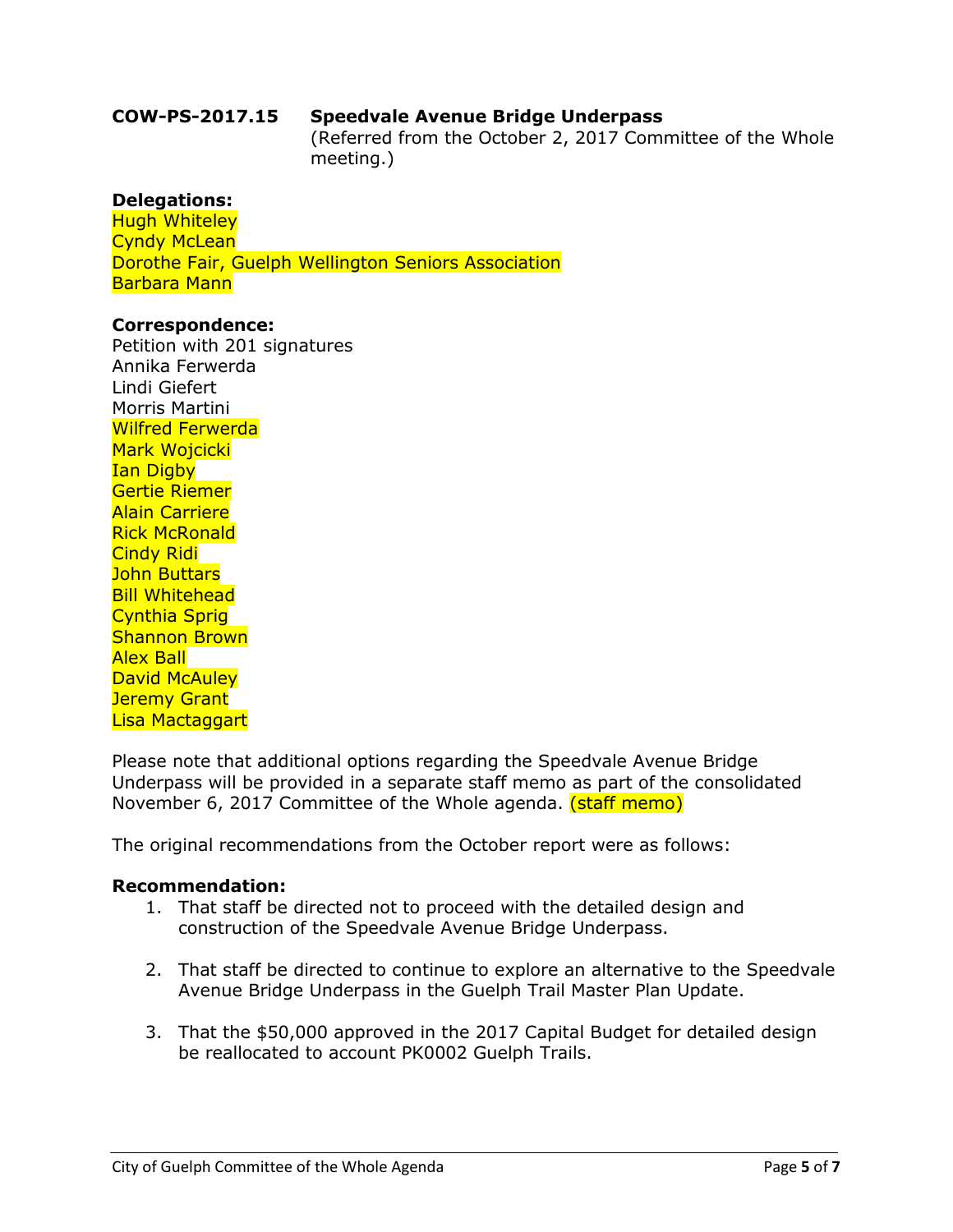**COW-PS-2017.15 Speedvale Avenue Bridge Underpass**
(Referred from the October 2, 2017 Committee of the Whole meeting.)

**Delegations:**
Hugh Whiteley
Cyndy McLean
Dorothe Fair, Guelph Wellington Seniors Association
Barbara Mann

**Correspondence:**
Petition with 201 signatures
Annika Ferwerda
Lindi Giefert
Morris Martini
Wilfred Ferwerda
Mark Wojcicki
Ian Digby
Gertie Riemer
Alain Carriere
Rick McRonald
Cindy Ridi
John Buttars
Bill Whitehead
Cynthia Sprig
Shannon Brown
Alex Ball
David McAuley
Jeremy Grant
Lisa Mactaggart

Please note that additional options regarding the Speedvale Avenue Bridge Underpass will be provided in a separate staff memo as part of the consolidated November 6, 2017 Committee of the Whole agenda. (staff memo)

The original recommendations from the October report were as follows:

**Recommendation:**

1. That staff be directed not to proceed with the detailed design and construction of the Speedvale Avenue Bridge Underpass.
2. That staff be directed to continue to explore an alternative to the Speedvale Avenue Bridge Underpass in the Guelph Trail Master Plan Update.
3. That the $50,000 approved in the 2017 Capital Budget for detailed design be reallocated to account PK0002 Guelph Trails.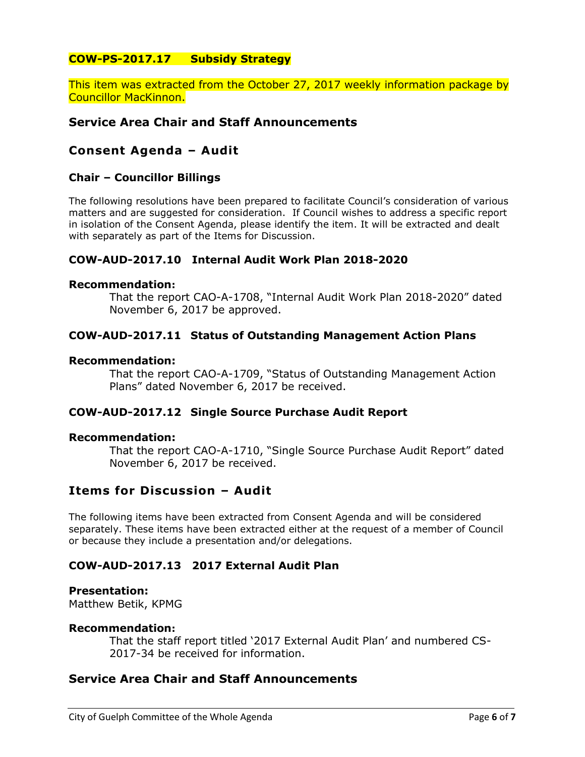### COW-PS-2017.17 Subsidy Strategy

This item was extracted from the October 27, 2017 weekly information package by Councillor MacKinnon.

## Service Area Chair and Staff Announcements

## Consent Agenda – Audit

### Chair – Councillor Billings

The following resolutions have been prepared to facilitate Council's consideration of various matters and are suggested for consideration. If Council wishes to address a specific report in isolation of the Consent Agenda, please identify the item. It will be extracted and dealt with separately as part of the Items for Discussion.

### COW-AUD-2017.10 Internal Audit Work Plan 2018-2020

**Recommendation:**

That the report CAO-A-1708, "Internal Audit Work Plan 2018-2020" dated November 6, 2017 be approved.

### COW-AUD-2017.11 Status of Outstanding Management Action Plans

**Recommendation:**

That the report CAO-A-1709, "Status of Outstanding Management Action Plans" dated November 6, 2017 be received.

### COW-AUD-2017.12 Single Source Purchase Audit Report

**Recommendation:**

That the report CAO-A-1710, "Single Source Purchase Audit Report" dated November 6, 2017 be received.

## Items for Discussion – Audit

The following items have been extracted from Consent Agenda and will be considered separately. These items have been extracted either at the request of a member of Council or because they include a presentation and/or delegations.

### COW-AUD-2017.13 2017 External Audit Plan

**Presentation:**
Matthew Betik, KPMG

**Recommendation:**

That the staff report titled '2017 External Audit Plan' and numbered CS-2017-34 be received for information.

## Service Area Chair and Staff Announcements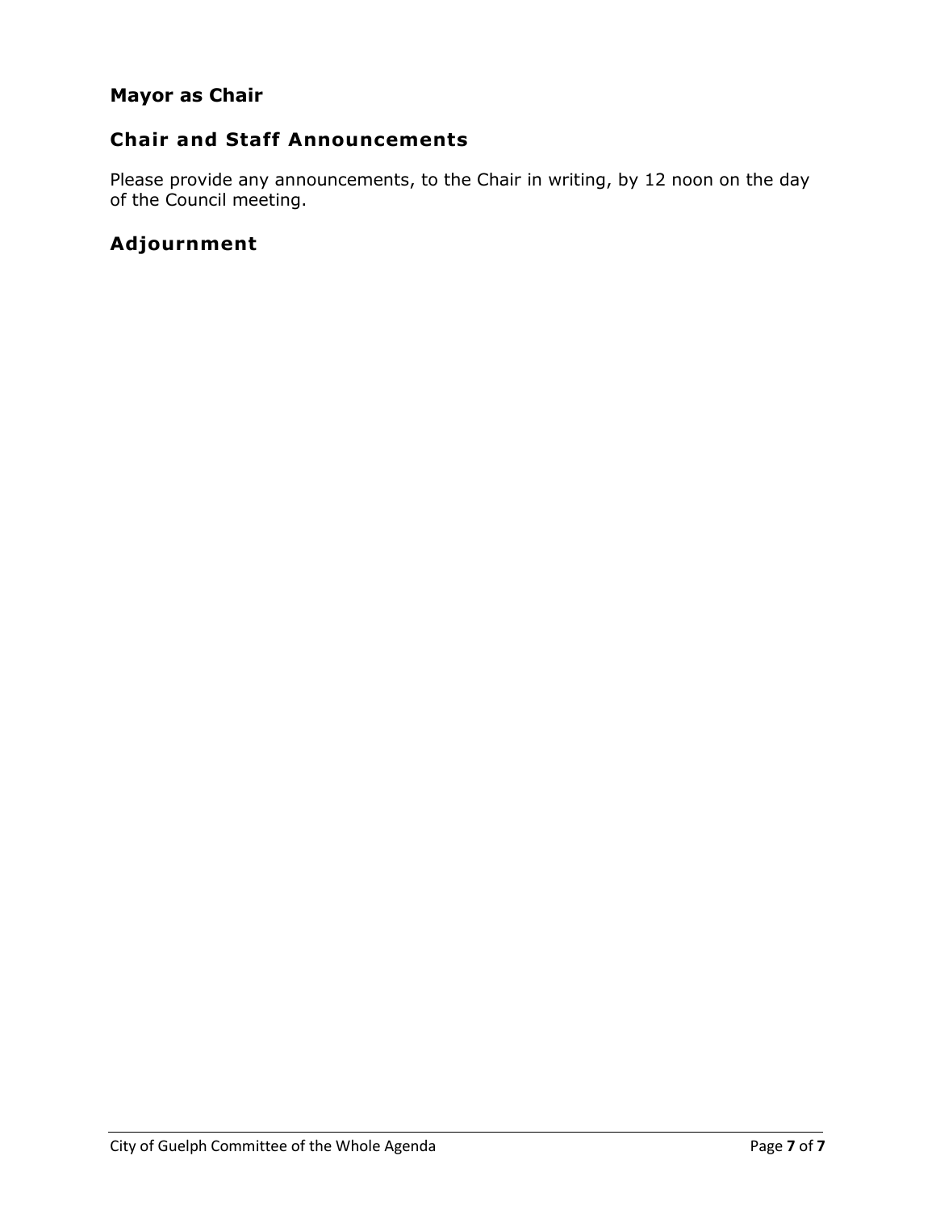## Mayor as Chair

## Chair and Staff Announcements

Please provide any announcements, to the Chair in writing, by 12 noon on the day of the Council meeting.

## Adjournment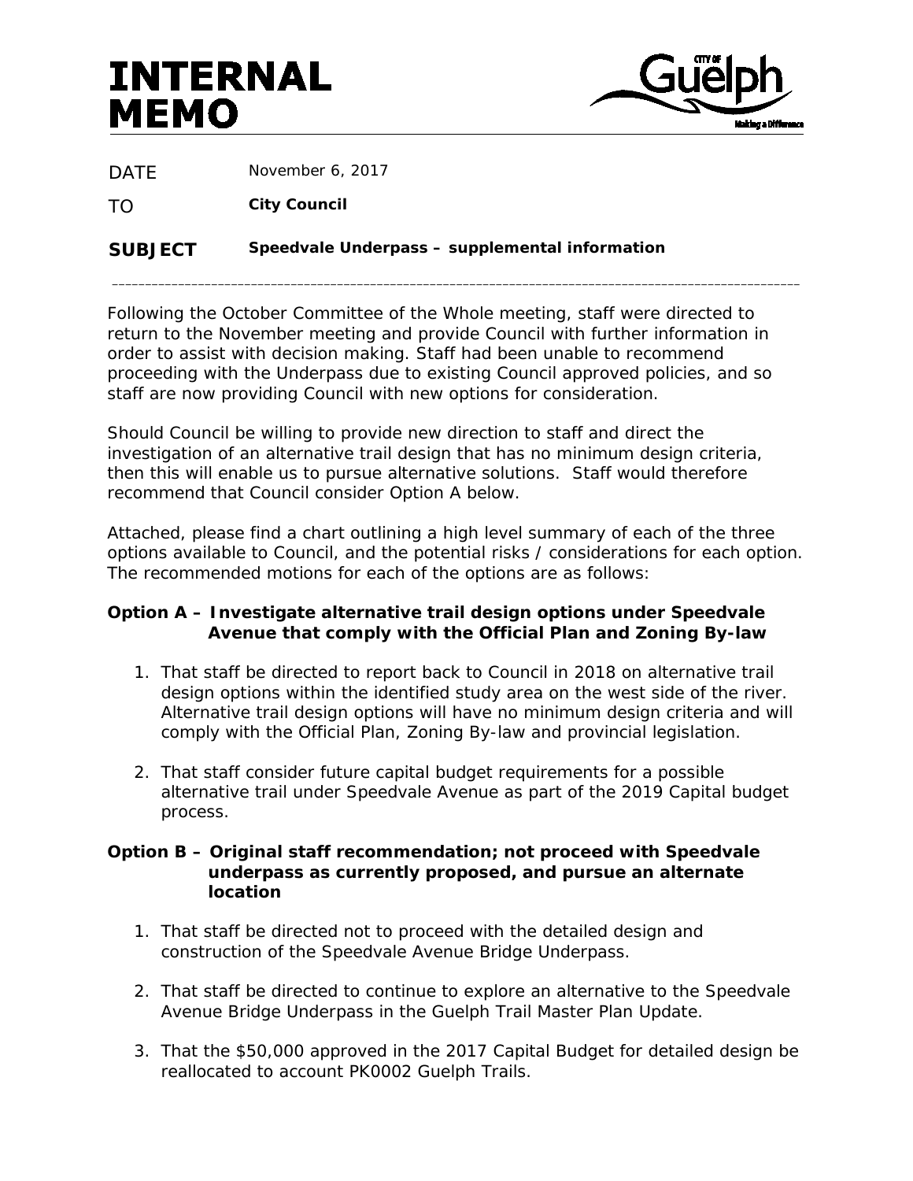# INTERNAL MEMO

City of Guelph — Making a Difference

DATE November 6, 2017

TO **City Council**

**SUBJECT** **Speedvale Underpass – supplemental information**

---

Following the October Committee of the Whole meeting, staff were directed to return to the November meeting and provide Council with further information in order to assist with decision making. Staff had been unable to recommend proceeding with the Underpass due to existing Council approved policies, and so staff are now providing Council with new options for consideration.

Should Council be willing to provide new direction to staff and direct the investigation of an alternative trail design that has no minimum design criteria, then this will enable us to pursue alternative solutions. Staff would therefore recommend that Council consider Option A below.

Attached, please find a chart outlining a high level summary of each of the three options available to Council, and the potential risks / considerations for each option. The recommended motions for each of the options are as follows:

**Option A – Investigate alternative trail design options under Speedvale Avenue that comply with the Official Plan and Zoning By-law**

1. That staff be directed to report back to Council in 2018 on alternative trail design options within the identified study area on the west side of the river. Alternative trail design options will have no minimum design criteria and will comply with the Official Plan, Zoning By-law and provincial legislation.

2. That staff consider future capital budget requirements for a possible alternative trail under Speedvale Avenue as part of the 2019 Capital budget process.

**Option B – Original staff recommendation; not proceed with Speedvale underpass as currently proposed, and pursue an alternate location**

1. That staff be directed not to proceed with the detailed design and construction of the Speedvale Avenue Bridge Underpass.

2. That staff be directed to continue to explore an alternative to the Speedvale Avenue Bridge Underpass in the Guelph Trail Master Plan Update.

3. That the $50,000 approved in the 2017 Capital Budget for detailed design be reallocated to account PK0002 Guelph Trails.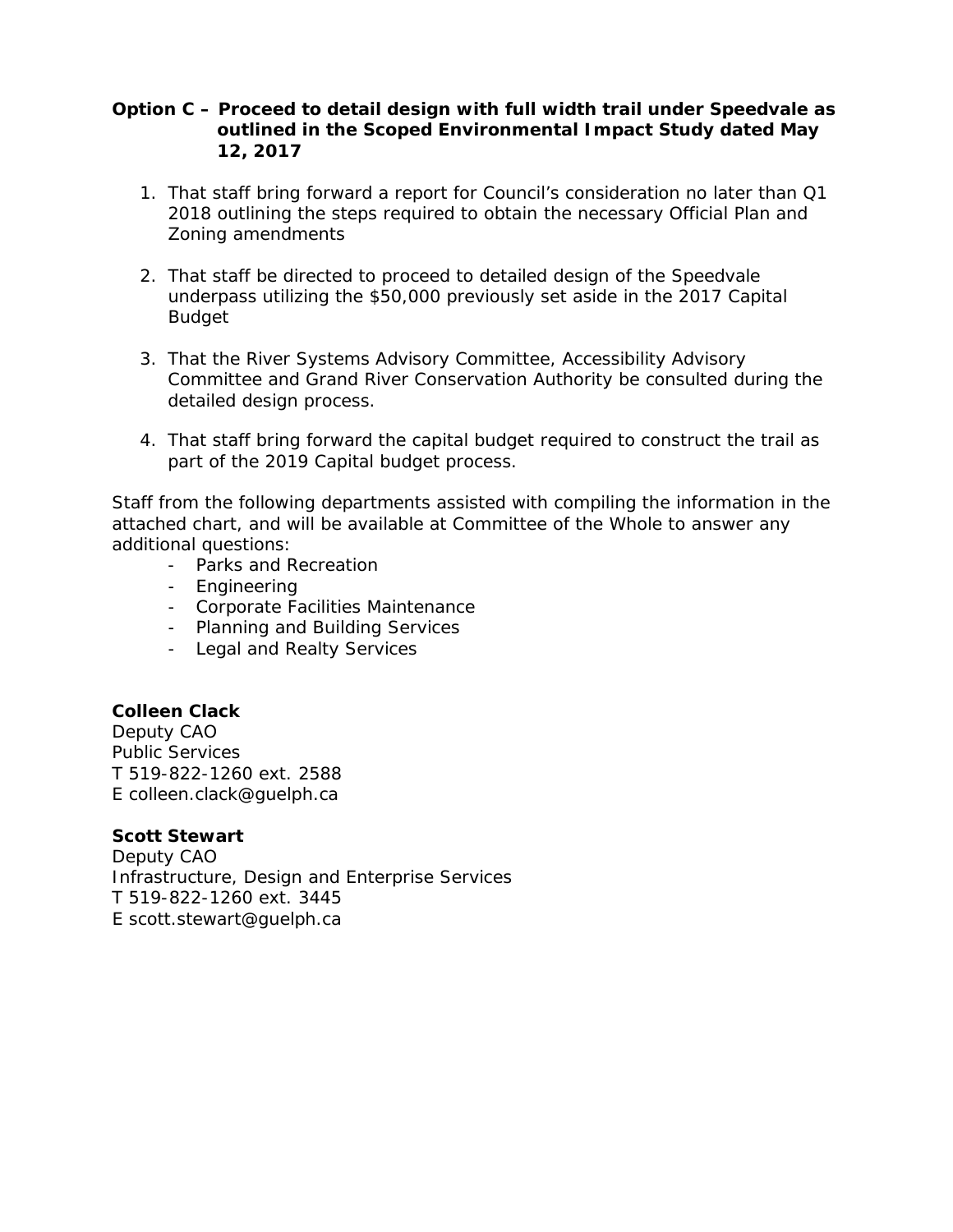**Option C – Proceed to detail design with full width trail under Speedvale as outlined in the Scoped Environmental Impact Study dated May 12, 2017**

1. That staff bring forward a report for Council's consideration no later than Q1 2018 outlining the steps required to obtain the necessary Official Plan and Zoning amendments

2. That staff be directed to proceed to detailed design of the Speedvale underpass utilizing the $50,000 previously set aside in the 2017 Capital Budget

3. That the River Systems Advisory Committee, Accessibility Advisory Committee and Grand River Conservation Authority be consulted during the detailed design process.

4. That staff bring forward the capital budget required to construct the trail as part of the 2019 Capital budget process.

Staff from the following departments assisted with compiling the information in the attached chart, and will be available at Committee of the Whole to answer any additional questions:

- Parks and Recreation
- Engineering
- Corporate Facilities Maintenance
- Planning and Building Services
- Legal and Realty Services

**Colleen Clack**
Deputy CAO
Public Services
T 519-822-1260 ext. 2588
E colleen.clack@guelph.ca

**Scott Stewart**
Deputy CAO
Infrastructure, Design and Enterprise Services
T 519-822-1260 ext. 3445
E scott.stewart@guelph.ca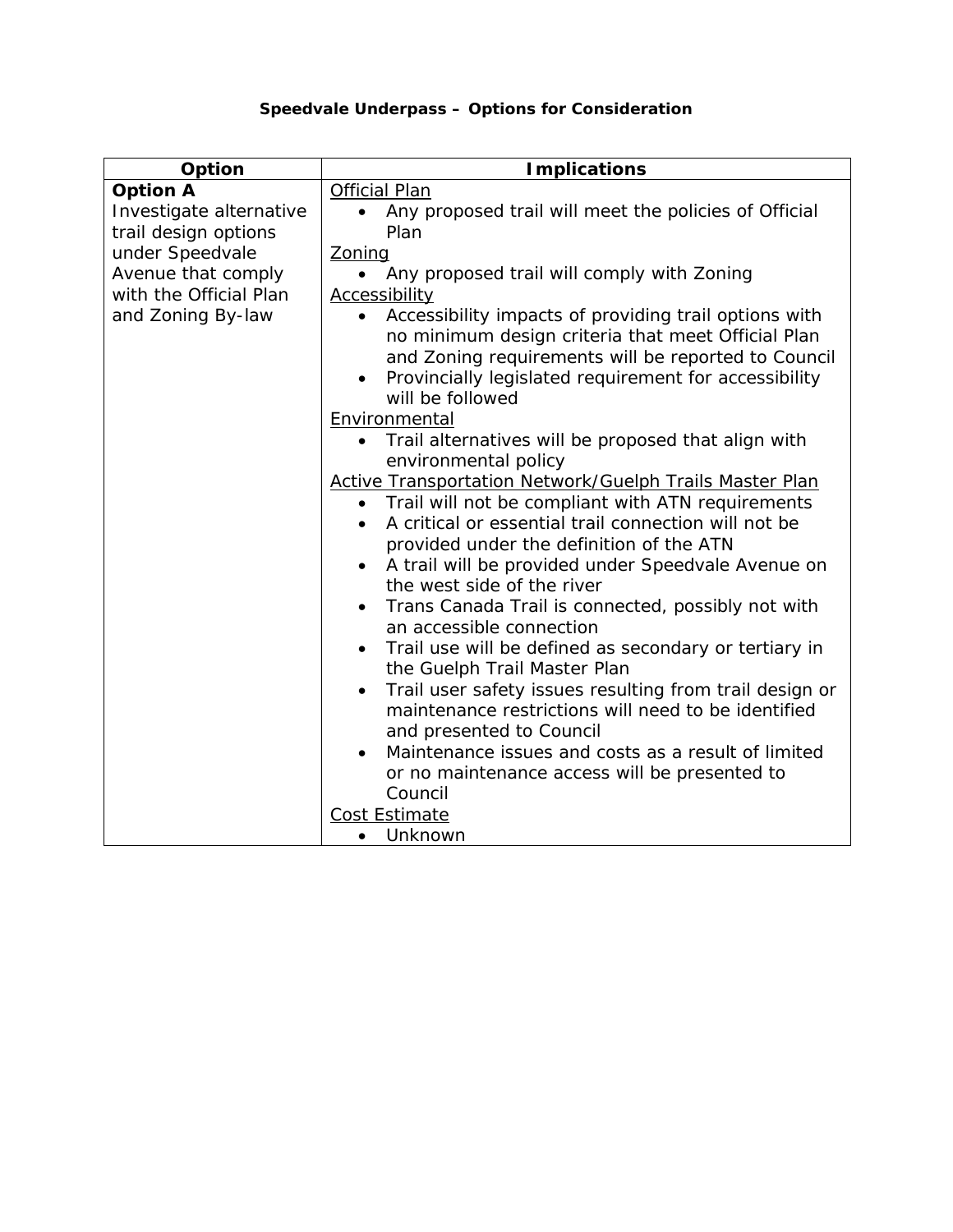**Speedvale Underpass – Options for Consideration**

| Option | Implications |
|---|---|
| **Option A**<br>Investigate alternative trail design options under Speedvale Avenue that comply with the Official Plan and Zoning By-law | <u>Official Plan</u><br>• Any proposed trail will meet the policies of Official Plan<br><u>Zoning</u><br>• Any proposed trail will comply with Zoning<br><u>Accessibility</u><br>• Accessibility impacts of providing trail options with no minimum design criteria that meet Official Plan and Zoning requirements will be reported to Council<br>• Provincially legislated requirement for accessibility will be followed<br><u>Environmental</u><br>• Trail alternatives will be proposed that align with environmental policy<br><u>Active Transportation Network/Guelph Trails Master Plan</u><br>• Trail will not be compliant with ATN requirements<br>• A critical or essential trail connection will not be provided under the definition of the ATN<br>• A trail will be provided under Speedvale Avenue on the west side of the river<br>• Trans Canada Trail is connected, possibly not with an accessible connection<br>• Trail use will be defined as secondary or tertiary in the Guelph Trail Master Plan<br>• Trail user safety issues resulting from trail design or maintenance restrictions will need to be identified and presented to Council<br>• Maintenance issues and costs as a result of limited or no maintenance access will be presented to Council<br><u>Cost Estimate</u><br>• Unknown |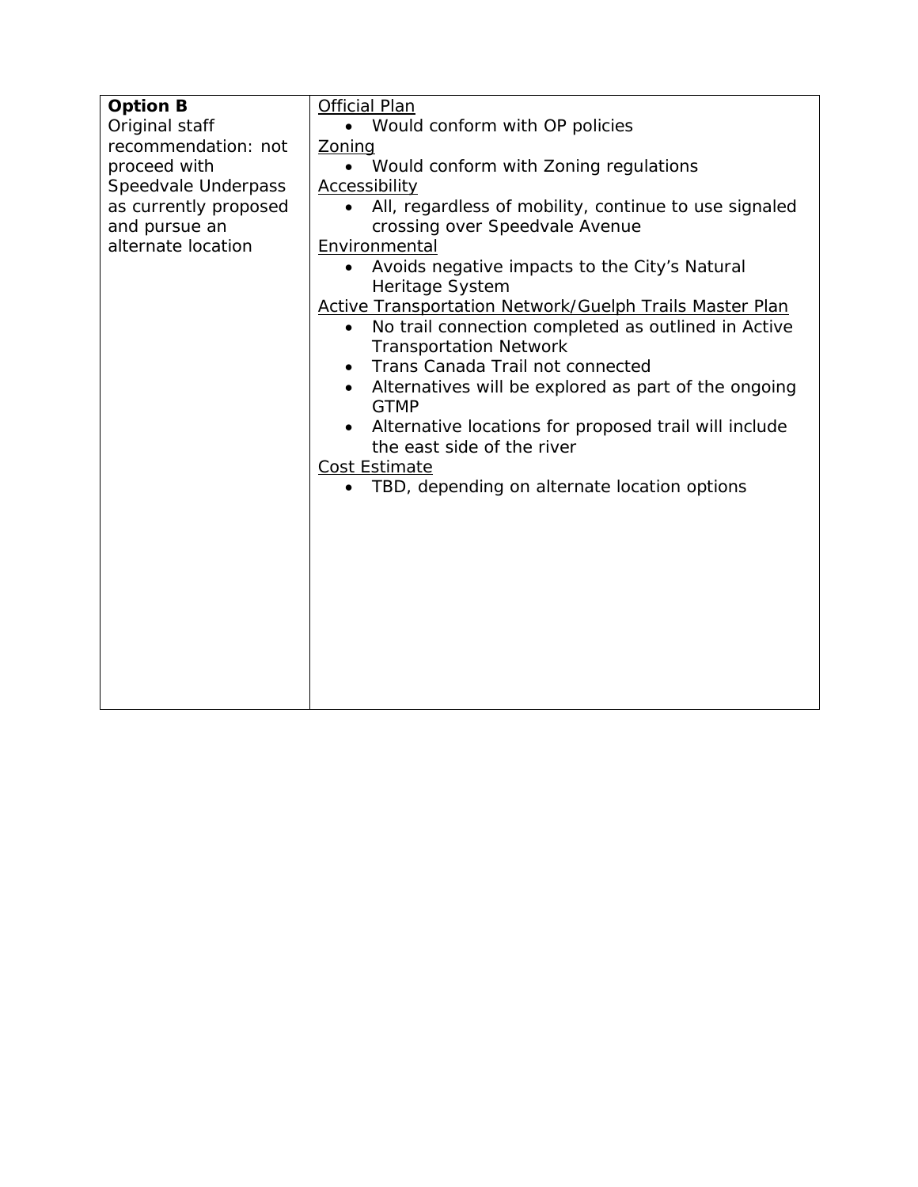| | |
|---|---|
| **Option B**<br>Original staff recommendation: not proceed with Speedvale Underpass as currently proposed and pursue an alternate location | <u>Official Plan</u><br>• Would conform with OP policies<br><u>Zoning</u><br>• Would conform with Zoning regulations<br><u>Accessibility</u><br>• All, regardless of mobility, continue to use signaled crossing over Speedvale Avenue<br><u>Environmental</u><br>• Avoids negative impacts to the City's Natural Heritage System<br><u>Active Transportation Network/Guelph Trails Master Plan</u><br>• No trail connection completed as outlined in Active Transportation Network<br>• Trans Canada Trail not connected<br>• Alternatives will be explored as part of the ongoing GTMP<br>• Alternative locations for proposed trail will include the east side of the river<br><u>Cost Estimate</u><br>• TBD, depending on alternate location options |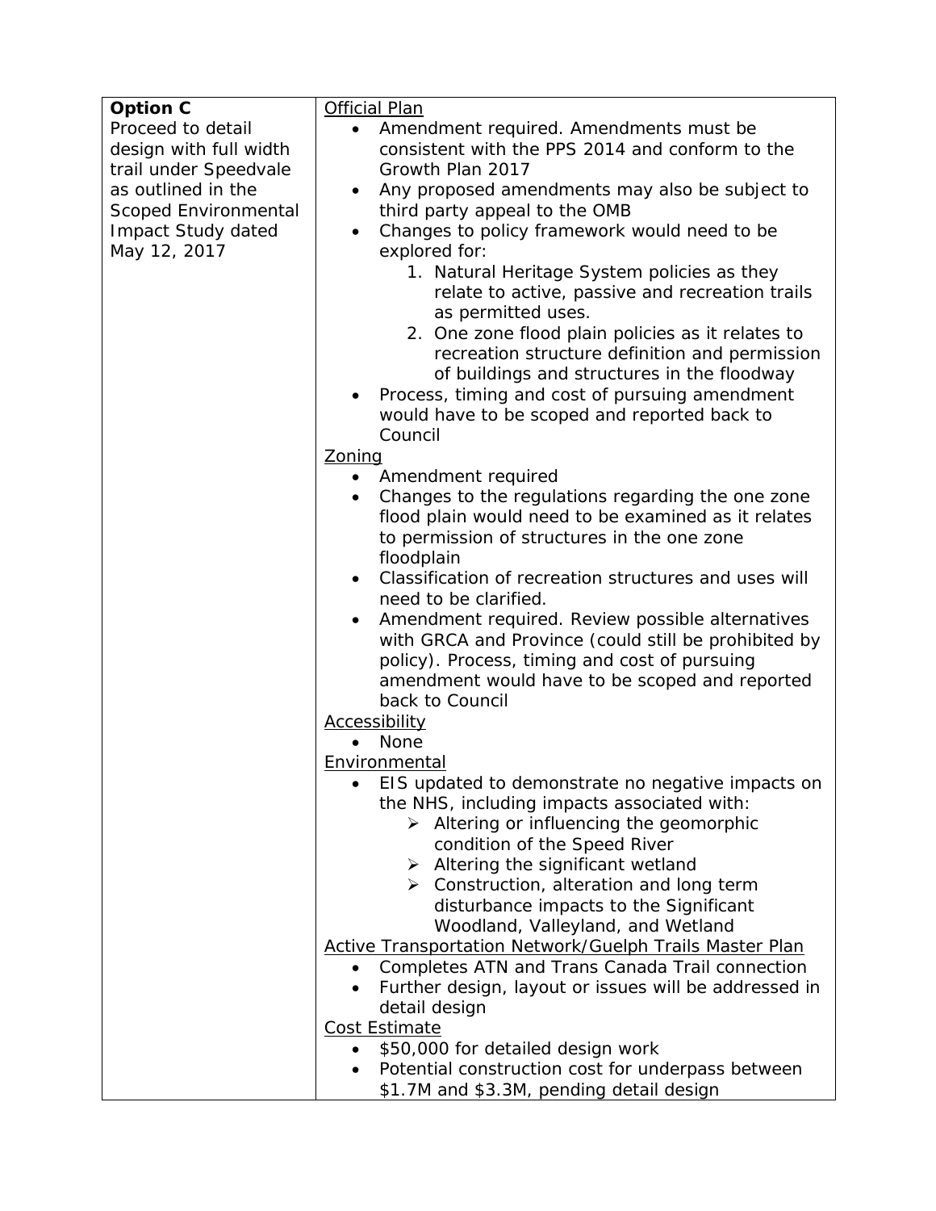| **Option C**<br>Proceed to detail design with full width trail under Speedvale as outlined in the Scoped Environmental Impact Study dated May 12, 2017 | <u>Official Plan</u><ul><li>Amendment required. Amendments must be consistent with the PPS 2014 and conform to the Growth Plan 2017</li><li>Any proposed amendments may also be subject to third party appeal to the OMB</li><li>Changes to policy framework would need to be explored for:<ol><li>Natural Heritage System policies as they relate to active, passive and recreation trails as permitted uses.</li><li>One zone flood plain policies as it relates to recreation structure definition and permission of buildings and structures in the floodway</li></ol></li><li>Process, timing and cost of pursuing amendment would have to be scoped and reported back to Council</li></ul><u>Zoning</u><ul><li>Amendment required</li><li>Changes to the regulations regarding the one zone flood plain would need to be examined as it relates to permission of structures in the one zone floodplain</li><li>Classification of recreation structures and uses will need to be clarified.</li><li>Amendment required. Review possible alternatives with GRCA and Province (could still be prohibited by policy). Process, timing and cost of pursuing amendment would have to be scoped and reported back to Council</li></ul><u>Accessibility</u><ul><li>None</li></ul><u>Environmental</u><ul><li>EIS updated to demonstrate no negative impacts on the NHS, including impacts associated with:<ul><li>Altering or influencing the geomorphic condition of the Speed River</li><li>Altering the significant wetland</li><li>Construction, alteration and long term disturbance impacts to the Significant Woodland, Valleyland, and Wetland</li></ul></li></ul><u>Active Transportation Network/Guelph Trails Master Plan</u><ul><li>Completes ATN and Trans Canada Trail connection</li><li>Further design, layout or issues will be addressed in detail design</li></ul><u>Cost Estimate</u><ul><li>$50,000 for detailed design work</li><li>Potential construction cost for underpass between $1.7M and $3.3M, pending detail design</li></ul> |
|---|---|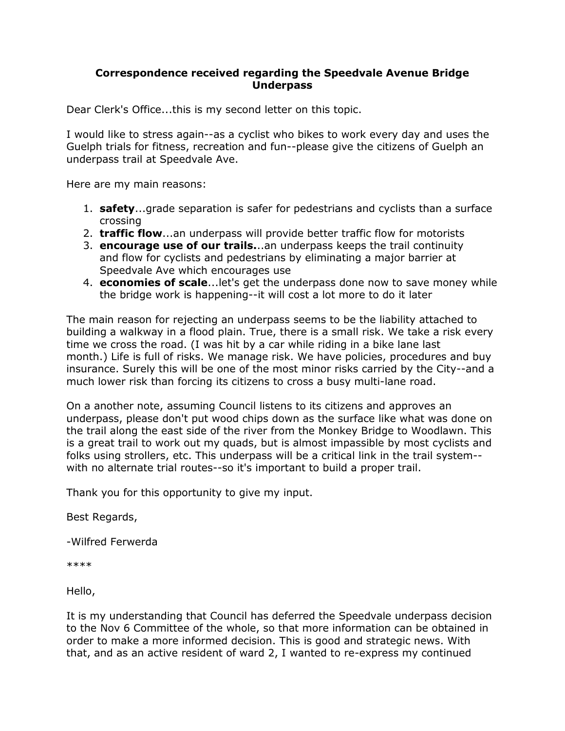# Correspondence received regarding the Speedvale Avenue Bridge Underpass

Dear Clerk's Office...this is my second letter on this topic.

I would like to stress again--as a cyclist who bikes to work every day and uses the Guelph trials for fitness, recreation and fun--please give the citizens of Guelph an underpass trail at Speedvale Ave.

Here are my main reasons:

1. **safety**...grade separation is safer for pedestrians and cyclists than a surface crossing
2. **traffic flow**...an underpass will provide better traffic flow for motorists
3. **encourage use of our trails.**..an underpass keeps the trail continuity and flow for cyclists and pedestrians by eliminating a major barrier at Speedvale Ave which encourages use
4. **economies of scale**...let's get the underpass done now to save money while the bridge work is happening--it will cost a lot more to do it later

The main reason for rejecting an underpass seems to be the liability attached to building a walkway in a flood plain. True, there is a small risk. We take a risk every time we cross the road. (I was hit by a car while riding in a bike lane last month.) Life is full of risks. We manage risk. We have policies, procedures and buy insurance. Surely this will be one of the most minor risks carried by the City--and a much lower risk than forcing its citizens to cross a busy multi-lane road.

On a another note, assuming Council listens to its citizens and approves an underpass, please don't put wood chips down as the surface like what was done on the trail along the east side of the river from the Monkey Bridge to Woodlawn. This is a great trail to work out my quads, but is almost impassible by most cyclists and folks using strollers, etc. This underpass will be a critical link in the trail system--with no alternate trial routes--so it's important to build a proper trail.

Thank you for this opportunity to give my input.

Best Regards,

-Wilfred Ferwerda

****

Hello,

It is my understanding that Council has deferred the Speedvale underpass decision to the Nov 6 Committee of the whole, so that more information can be obtained in order to make a more informed decision. This is good and strategic news. With that, and as an active resident of ward 2, I wanted to re-express my continued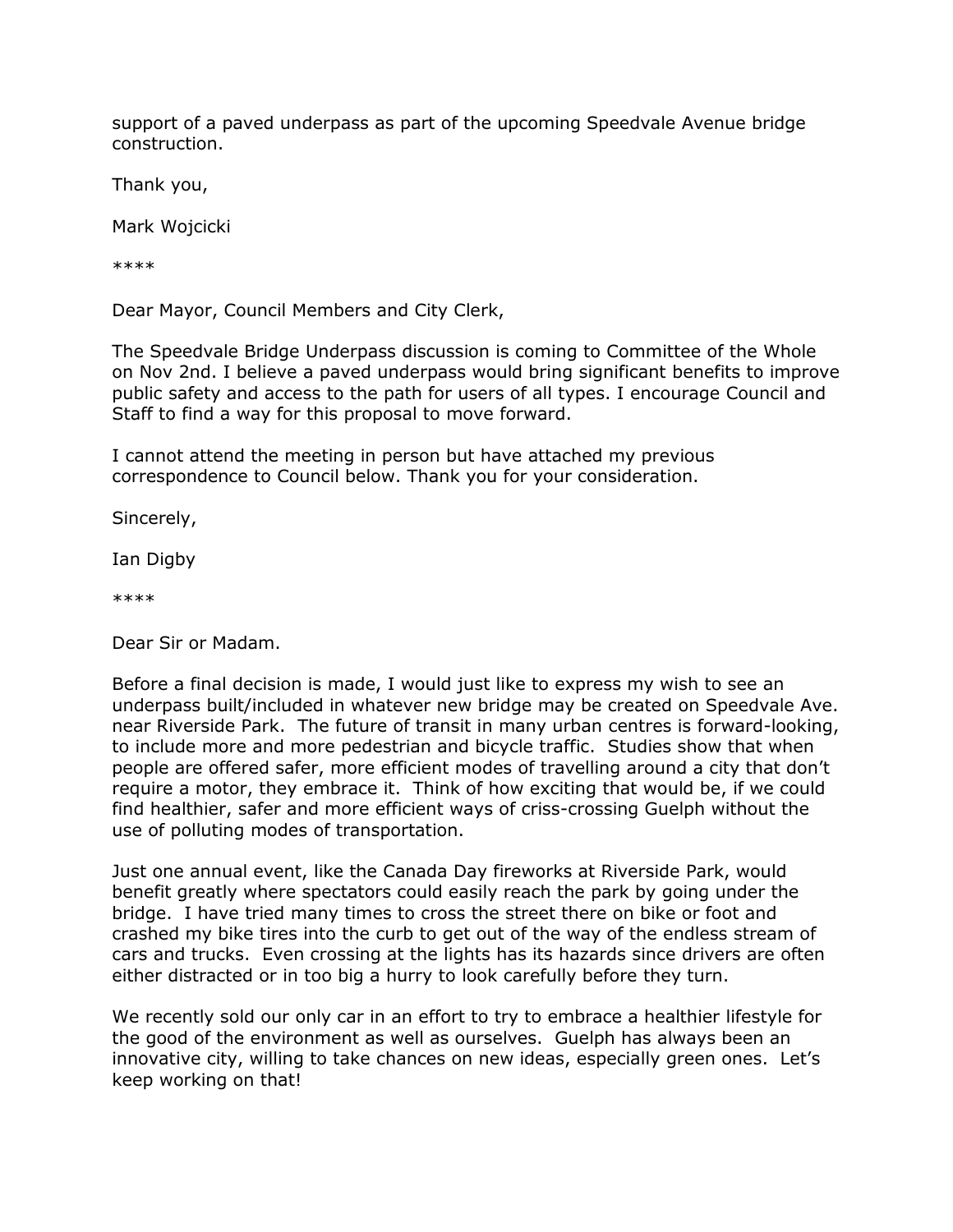support of a paved underpass as part of the upcoming Speedvale Avenue bridge construction.

Thank you,

Mark Wojcicki

****

Dear Mayor, Council Members and City Clerk,

The Speedvale Bridge Underpass discussion is coming to Committee of the Whole on Nov 2nd. I believe a paved underpass would bring significant benefits to improve public safety and access to the path for users of all types. I encourage Council and Staff to find a way for this proposal to move forward.

I cannot attend the meeting in person but have attached my previous correspondence to Council below. Thank you for your consideration.

Sincerely,

Ian Digby

****

Dear Sir or Madam.

Before a final decision is made, I would just like to express my wish to see an underpass built/included in whatever new bridge may be created on Speedvale Ave. near Riverside Park. The future of transit in many urban centres is forward-looking, to include more and more pedestrian and bicycle traffic. Studies show that when people are offered safer, more efficient modes of travelling around a city that don't require a motor, they embrace it. Think of how exciting that would be, if we could find healthier, safer and more efficient ways of criss-crossing Guelph without the use of polluting modes of transportation.

Just one annual event, like the Canada Day fireworks at Riverside Park, would benefit greatly where spectators could easily reach the park by going under the bridge. I have tried many times to cross the street there on bike or foot and crashed my bike tires into the curb to get out of the way of the endless stream of cars and trucks. Even crossing at the lights has its hazards since drivers are often either distracted or in too big a hurry to look carefully before they turn.

We recently sold our only car in an effort to try to embrace a healthier lifestyle for the good of the environment as well as ourselves. Guelph has always been an innovative city, willing to take chances on new ideas, especially green ones. Let's keep working on that!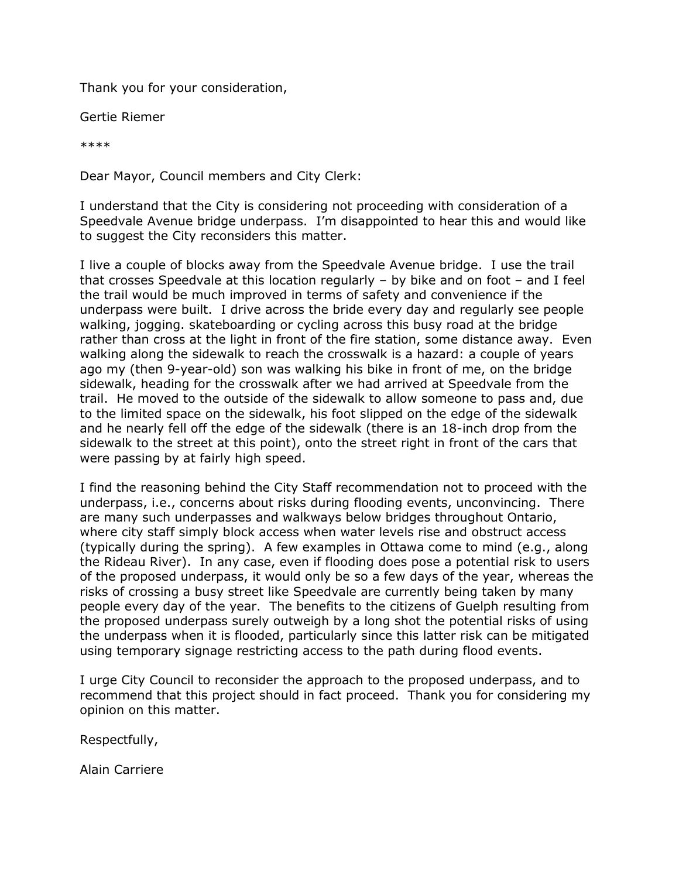Thank you for your consideration,

Gertie Riemer

****

Dear Mayor, Council members and City Clerk:

I understand that the City is considering not proceeding with consideration of a Speedvale Avenue bridge underpass. I'm disappointed to hear this and would like to suggest the City reconsiders this matter.

I live a couple of blocks away from the Speedvale Avenue bridge. I use the trail that crosses Speedvale at this location regularly – by bike and on foot – and I feel the trail would be much improved in terms of safety and convenience if the underpass were built. I drive across the bride every day and regularly see people walking, jogging. skateboarding or cycling across this busy road at the bridge rather than cross at the light in front of the fire station, some distance away. Even walking along the sidewalk to reach the crosswalk is a hazard: a couple of years ago my (then 9-year-old) son was walking his bike in front of me, on the bridge sidewalk, heading for the crosswalk after we had arrived at Speedvale from the trail. He moved to the outside of the sidewalk to allow someone to pass and, due to the limited space on the sidewalk, his foot slipped on the edge of the sidewalk and he nearly fell off the edge of the sidewalk (there is an 18-inch drop from the sidewalk to the street at this point), onto the street right in front of the cars that were passing by at fairly high speed.

I find the reasoning behind the City Staff recommendation not to proceed with the underpass, i.e., concerns about risks during flooding events, unconvincing. There are many such underpasses and walkways below bridges throughout Ontario, where city staff simply block access when water levels rise and obstruct access (typically during the spring). A few examples in Ottawa come to mind (e.g., along the Rideau River). In any case, even if flooding does pose a potential risk to users of the proposed underpass, it would only be so a few days of the year, whereas the risks of crossing a busy street like Speedvale are currently being taken by many people every day of the year. The benefits to the citizens of Guelph resulting from the proposed underpass surely outweigh by a long shot the potential risks of using the underpass when it is flooded, particularly since this latter risk can be mitigated using temporary signage restricting access to the path during flood events.

I urge City Council to reconsider the approach to the proposed underpass, and to recommend that this project should in fact proceed. Thank you for considering my opinion on this matter.

Respectfully,

Alain Carriere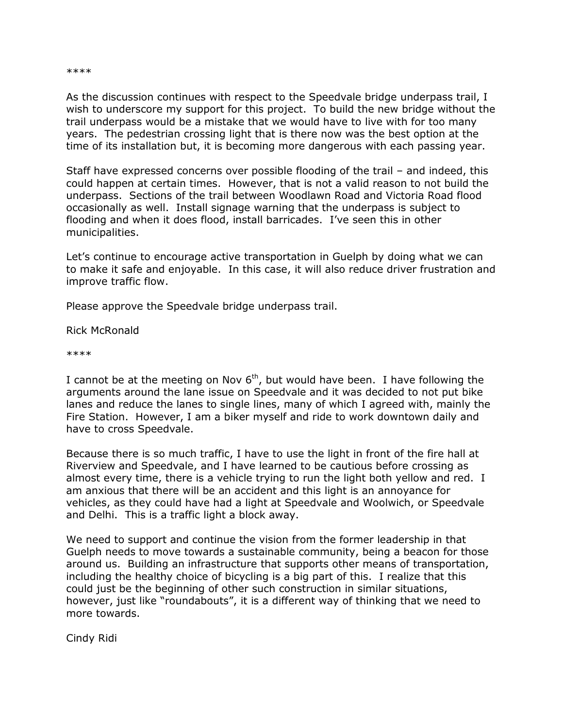****

As the discussion continues with respect to the Speedvale bridge underpass trail, I wish to underscore my support for this project. To build the new bridge without the trail underpass would be a mistake that we would have to live with for too many years. The pedestrian crossing light that is there now was the best option at the time of its installation but, it is becoming more dangerous with each passing year.

Staff have expressed concerns over possible flooding of the trail – and indeed, this could happen at certain times. However, that is not a valid reason to not build the underpass. Sections of the trail between Woodlawn Road and Victoria Road flood occasionally as well. Install signage warning that the underpass is subject to flooding and when it does flood, install barricades. I've seen this in other municipalities.

Let's continue to encourage active transportation in Guelph by doing what we can to make it safe and enjoyable. In this case, it will also reduce driver frustration and improve traffic flow.

Please approve the Speedvale bridge underpass trail.

Rick McRonald

****

I cannot be at the meeting on Nov 6th, but would have been. I have following the arguments around the lane issue on Speedvale and it was decided to not put bike lanes and reduce the lanes to single lines, many of which I agreed with, mainly the Fire Station. However, I am a biker myself and ride to work downtown daily and have to cross Speedvale.

Because there is so much traffic, I have to use the light in front of the fire hall at Riverview and Speedvale, and I have learned to be cautious before crossing as almost every time, there is a vehicle trying to run the light both yellow and red. I am anxious that there will be an accident and this light is an annoyance for vehicles, as they could have had a light at Speedvale and Woolwich, or Speedvale and Delhi. This is a traffic light a block away.

We need to support and continue the vision from the former leadership in that Guelph needs to move towards a sustainable community, being a beacon for those around us. Building an infrastructure that supports other means of transportation, including the healthy choice of bicycling is a big part of this. I realize that this could just be the beginning of other such construction in similar situations, however, just like "roundabouts", it is a different way of thinking that we need to more towards.

Cindy Ridi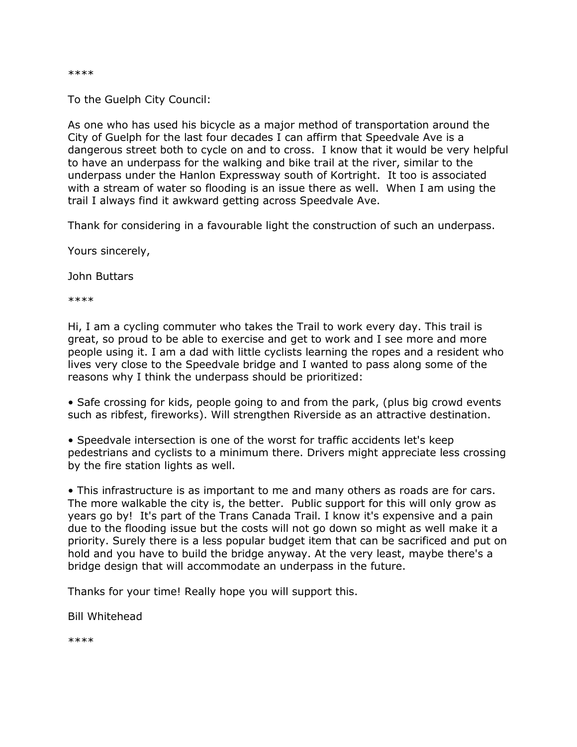****

To the Guelph City Council:

As one who has used his bicycle as a major method of transportation around the City of Guelph for the last four decades I can affirm that Speedvale Ave is a dangerous street both to cycle on and to cross. I know that it would be very helpful to have an underpass for the walking and bike trail at the river, similar to the underpass under the Hanlon Expressway south of Kortright. It too is associated with a stream of water so flooding is an issue there as well. When I am using the trail I always find it awkward getting across Speedvale Ave.

Thank for considering in a favourable light the construction of such an underpass.

Yours sincerely,

John Buttars

****

Hi, I am a cycling commuter who takes the Trail to work every day. This trail is great, so proud to be able to exercise and get to work and I see more and more people using it. I am a dad with little cyclists learning the ropes and a resident who lives very close to the Speedvale bridge and I wanted to pass along some of the reasons why I think the underpass should be prioritized:

- Safe crossing for kids, people going to and from the park, (plus big crowd events such as ribfest, fireworks). Will strengthen Riverside as an attractive destination.

- Speedvale intersection is one of the worst for traffic accidents let's keep pedestrians and cyclists to a minimum there. Drivers might appreciate less crossing by the fire station lights as well.

- This infrastructure is as important to me and many others as roads are for cars. The more walkable the city is, the better. Public support for this will only grow as years go by! It's part of the Trans Canada Trail. I know it's expensive and a pain due to the flooding issue but the costs will not go down so might as well make it a priority. Surely there is a less popular budget item that can be sacrificed and put on hold and you have to build the bridge anyway. At the very least, maybe there's a bridge design that will accommodate an underpass in the future.

Thanks for your time! Really hope you will support this.

Bill Whitehead

****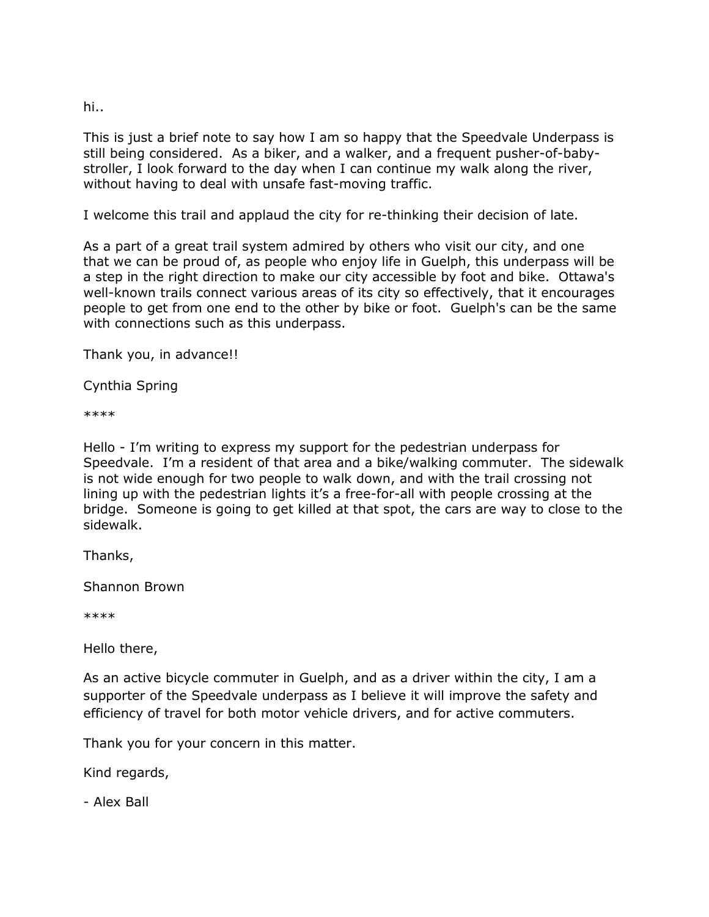hi..

This is just a brief note to say how I am so happy that the Speedvale Underpass is still being considered.  As a biker, and a walker, and a frequent pusher-of-baby-stroller, I look forward to the day when I can continue my walk along the river, without having to deal with unsafe fast-moving traffic.

I welcome this trail and applaud the city for re-thinking their decision of late.

As a part of a great trail system admired by others who visit our city, and one that we can be proud of, as people who enjoy life in Guelph, this underpass will be a step in the right direction to make our city accessible by foot and bike.  Ottawa's well-known trails connect various areas of its city so effectively, that it encourages people to get from one end to the other by bike or foot.  Guelph's can be the same with connections such as this underpass.

Thank you, in advance!!

Cynthia Spring

****

Hello - I'm writing to express my support for the pedestrian underpass for Speedvale.  I'm a resident of that area and a bike/walking commuter.  The sidewalk is not wide enough for two people to walk down, and with the trail crossing not lining up with the pedestrian lights it's a free-for-all with people crossing at the bridge.  Someone is going to get killed at that spot, the cars are way to close to the sidewalk.

Thanks,

Shannon Brown

****

Hello there,

As an active bicycle commuter in Guelph, and as a driver within the city, I am a supporter of the Speedvale underpass as I believe it will improve the safety and efficiency of travel for both motor vehicle drivers, and for active commuters.

Thank you for your concern in this matter.

Kind regards,

- Alex Ball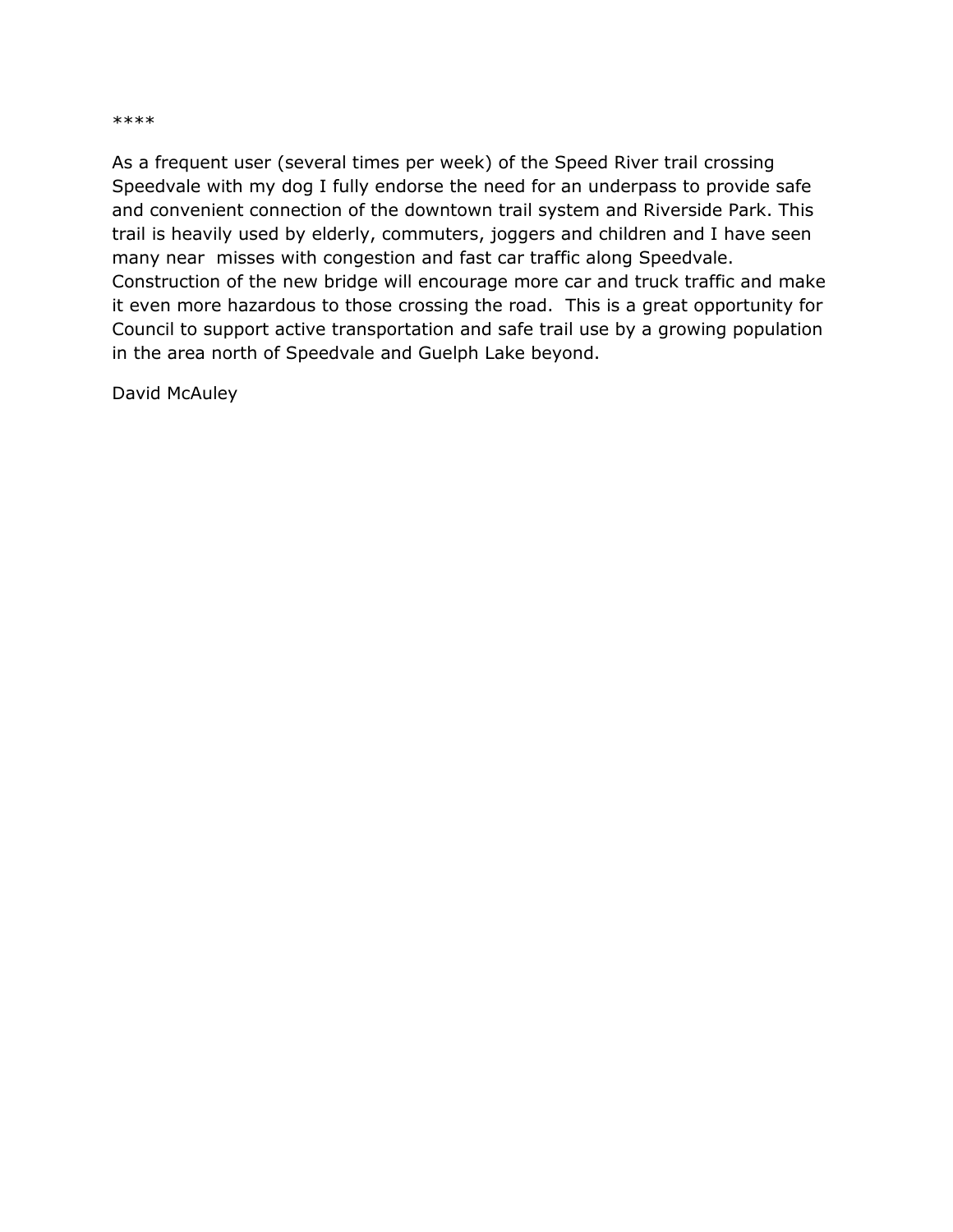****

As a frequent user (several times per week) of the Speed River trail crossing Speedvale with my dog I fully endorse the need for an underpass to provide safe and convenient connection of the downtown trail system and Riverside Park. This trail is heavily used by elderly, commuters, joggers and children and I have seen many near misses with congestion and fast car traffic along Speedvale. Construction of the new bridge will encourage more car and truck traffic and make it even more hazardous to those crossing the road. This is a great opportunity for Council to support active transportation and safe trail use by a growing population in the area north of Speedvale and Guelph Lake beyond.

David McAuley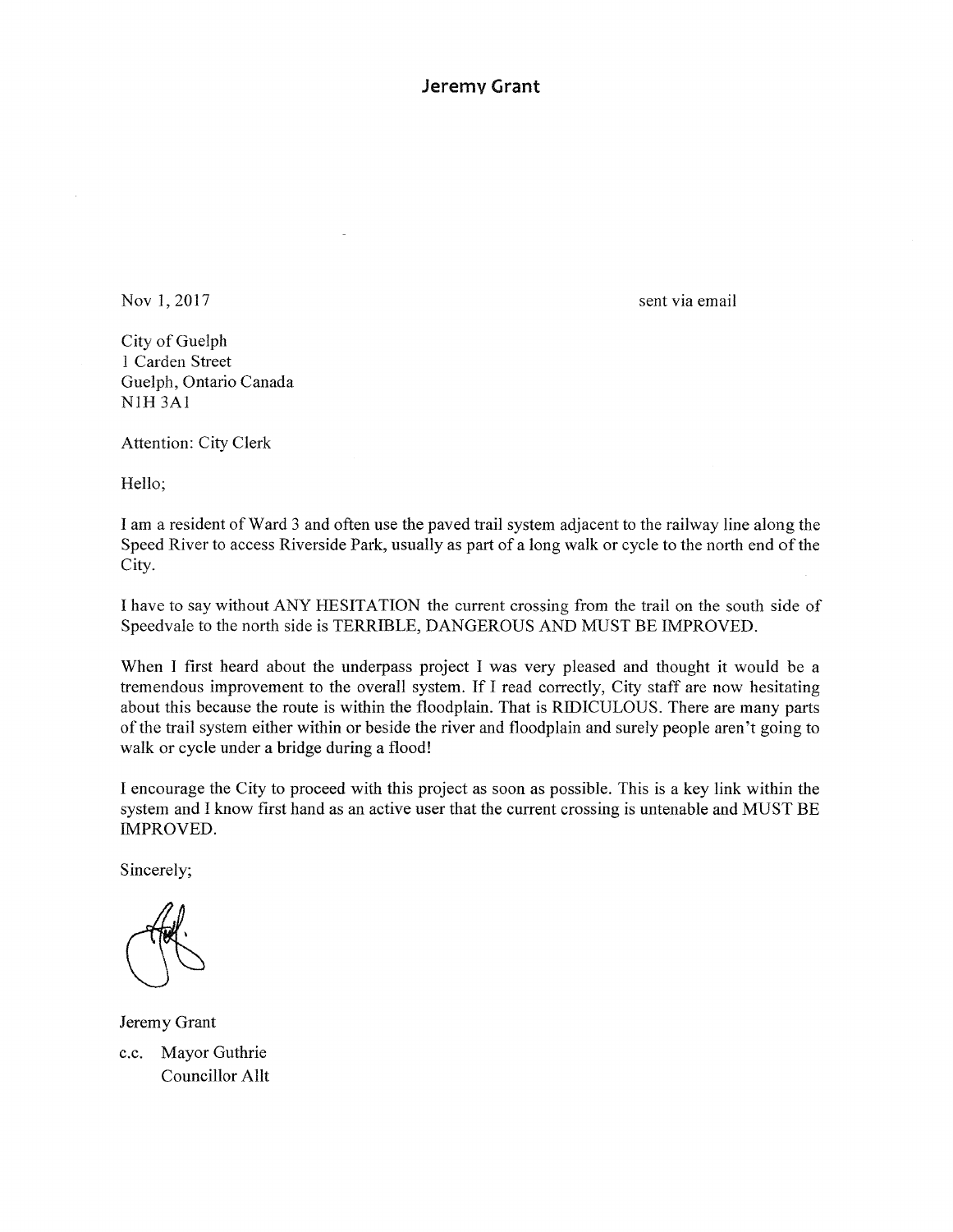# Jeremy Grant

Nov 1, 2017

sent via email

City of Guelph
1 Carden Street
Guelph, Ontario Canada
N1H 3A1

Attention: City Clerk

Hello;

I am a resident of Ward 3 and often use the paved trail system adjacent to the railway line along the Speed River to access Riverside Park, usually as part of a long walk or cycle to the north end of the City.

I have to say without ANY HESITATION the current crossing from the trail on the south side of Speedvale to the north side is TERRIBLE, DANGEROUS AND MUST BE IMPROVED.

When I first heard about the underpass project I was very pleased and thought it would be a tremendous improvement to the overall system. If I read correctly, City staff are now hesitating about this because the route is within the floodplain. That is RIDICULOUS. There are many parts of the trail system either within or beside the river and floodplain and surely people aren't going to walk or cycle under a bridge during a flood!

I encourage the City to proceed with this project as soon as possible. This is a key link within the system and I know first hand as an active user that the current crossing is untenable and MUST BE IMPROVED.

Sincerely;

Jeremy Grant

c.c. Mayor Guthrie
Councillor Allt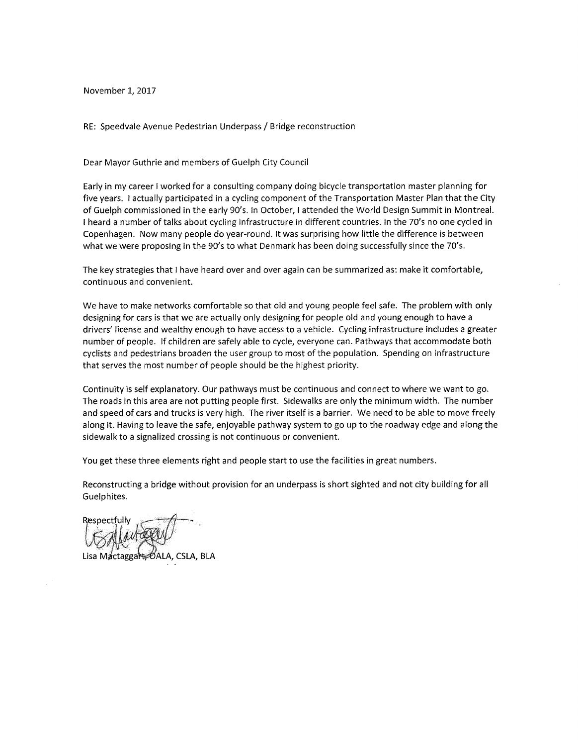November 1, 2017

RE: Speedvale Avenue Pedestrian Underpass / Bridge reconstruction

Dear Mayor Guthrie and members of Guelph City Council

Early in my career I worked for a consulting company doing bicycle transportation master planning for five years. I actually participated in a cycling component of the Transportation Master Plan that the City of Guelph commissioned in the early 90's. In October, I attended the World Design Summit in Montreal. I heard a number of talks about cycling infrastructure in different countries. In the 70's no one cycled in Copenhagen. Now many people do year-round. It was surprising how little the difference is between what we were proposing in the 90's to what Denmark has been doing successfully since the 70's.

The key strategies that I have heard over and over again can be summarized as: make it comfortable, continuous and convenient.

We have to make networks comfortable so that old and young people feel safe. The problem with only designing for cars is that we are actually only designing for people old and young enough to have a drivers' license and wealthy enough to have access to a vehicle. Cycling infrastructure includes a greater number of people. If children are safely able to cycle, everyone can. Pathways that accommodate both cyclists and pedestrians broaden the user group to most of the population. Spending on infrastructure that serves the most number of people should be the highest priority.

Continuity is self explanatory. Our pathways must be continuous and connect to where we want to go. The roads in this area are not putting people first. Sidewalks are only the minimum width. The number and speed of cars and trucks is very high. The river itself is a barrier. We need to be able to move freely along it. Having to leave the safe, enjoyable pathway system to go up to the roadway edge and along the sidewalk to a signalized crossing is not continuous or convenient.

You get these three elements right and people start to use the facilities in great numbers.

Reconstructing a bridge without provision for an underpass is short sighted and not city building for all Guelphites.

Respectfully

Lisa Mactaggart, OALA, CSLA, BLA